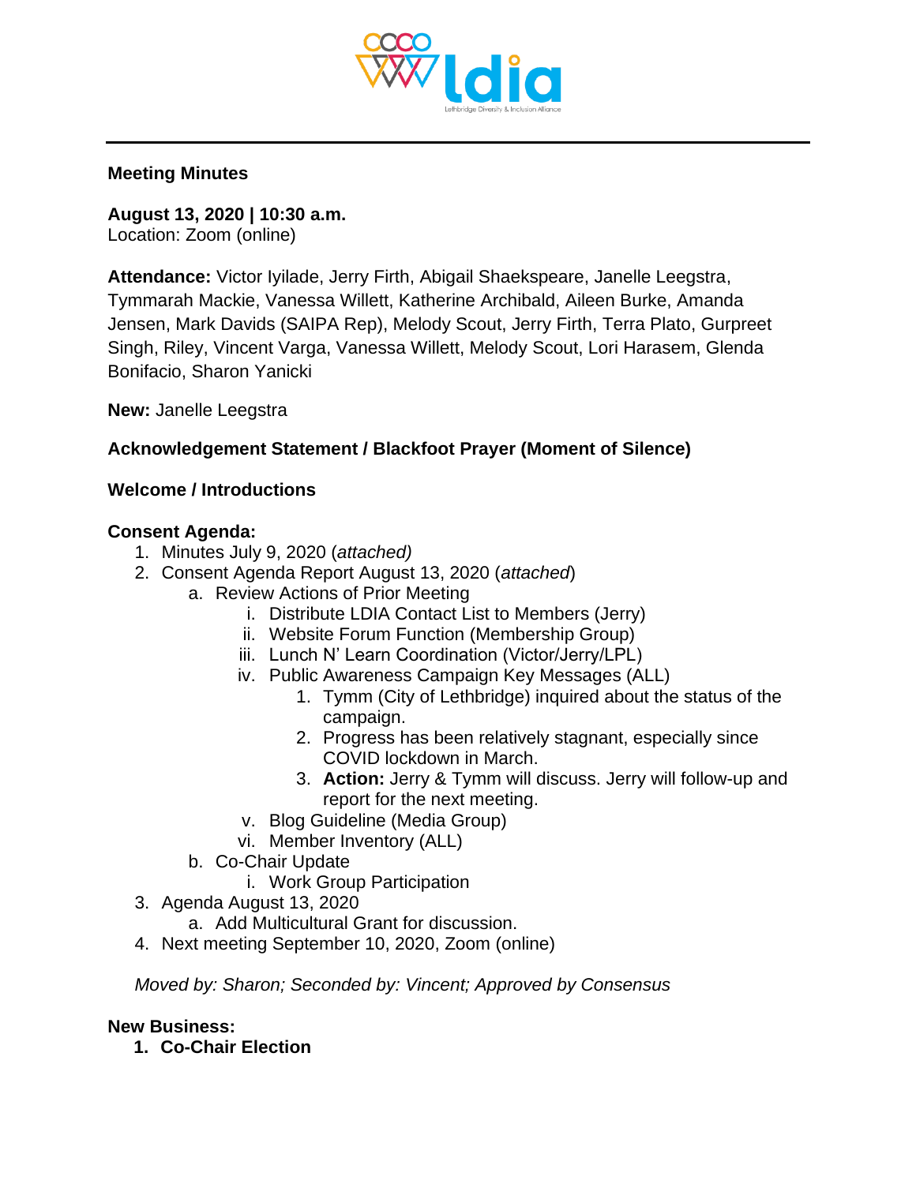**Meeting Minutes**

**August 13, 2020 | 10:30 a.m.**
Location: Zoom (online)

**Attendance:** Victor Iyilade, Jerry Firth, Abigail Shaekspeare, Janelle Leegstra, Tymmarah Mackie, Vanessa Willett, Katherine Archibald, Aileen Burke, Amanda Jensen, Mark Davids (SAIPA Rep), Melody Scout, Jerry Firth, Terra Plato, Gurpreet Singh, Riley, Vincent Varga, Vanessa Willett, Melody Scout, Lori Harasem, Glenda Bonifacio, Sharon Yanicki

**New:** Janelle Leegstra

**Acknowledgement Statement / Blackfoot Prayer (Moment of Silence)**

**Welcome / Introductions**

**Consent Agenda:**

1. Minutes July 9, 2020 (*attached)*
2. Consent Agenda Report August 13, 2020 (*attached*)
   a. Review Actions of Prior Meeting
      i. Distribute LDIA Contact List to Members (Jerry)
      ii. Website Forum Function (Membership Group)
      iii. Lunch N' Learn Coordination (Victor/Jerry/LPL)
      iv. Public Awareness Campaign Key Messages (ALL)
         1. Tymm (City of Lethbridge) inquired about the status of the campaign.
         2. Progress has been relatively stagnant, especially since COVID lockdown in March.
         3. **Action:** Jerry & Tymm will discuss. Jerry will follow-up and report for the next meeting.
      v. Blog Guideline (Media Group)
      vi. Member Inventory (ALL)
   b. Co-Chair Update
      i. Work Group Participation
3. Agenda August 13, 2020
   a. Add Multicultural Grant for discussion.
4. Next meeting September 10, 2020, Zoom (online)

*Moved by: Sharon; Seconded by: Vincent; Approved by Consensus*

**New Business:**

1. **Co-Chair Election**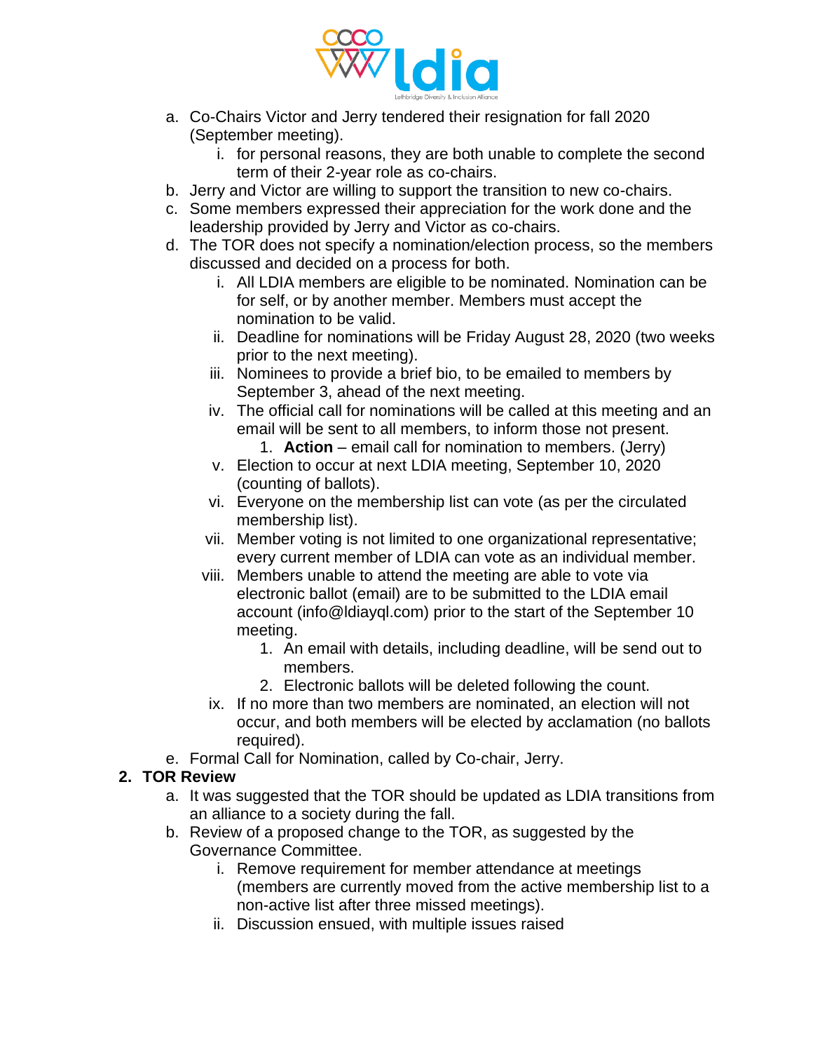a. Co-Chairs Victor and Jerry tendered their resignation for fall 2020 (September meeting).
      i. for personal reasons, they are both unable to complete the second term of their 2-year role as co-chairs.
   b. Jerry and Victor are willing to support the transition to new co-chairs.
   c. Some members expressed their appreciation for the work done and the leadership provided by Jerry and Victor as co-chairs.
   d. The TOR does not specify a nomination/election process, so the members discussed and decided on a process for both.
      i. All LDIA members are eligible to be nominated. Nomination can be for self, or by another member. Members must accept the nomination to be valid.
      ii. Deadline for nominations will be Friday August 28, 2020 (two weeks prior to the next meeting).
      iii. Nominees to provide a brief bio, to be emailed to members by September 3, ahead of the next meeting.
      iv. The official call for nominations will be called at this meeting and an email will be sent to all members, to inform those not present.
         1. **Action** – email call for nomination to members. (Jerry)
      v. Election to occur at next LDIA meeting, September 10, 2020 (counting of ballots).
      vi. Everyone on the membership list can vote (as per the circulated membership list).
      vii. Member voting is not limited to one organizational representative; every current member of LDIA can vote as an individual member.
      viii. Members unable to attend the meeting are able to vote via electronic ballot (email) are to be submitted to the LDIA email account (info@ldiayql.com) prior to the start of the September 10 meeting.
         1. An email with details, including deadline, will be send out to members.
         2. Electronic ballots will be deleted following the count.
      ix. If no more than two members are nominated, an election will not occur, and both members will be elected by acclamation (no ballots required).
   e. Formal Call for Nomination, called by Co-chair, Jerry.

2. **TOR Review**
   a. It was suggested that the TOR should be updated as LDIA transitions from an alliance to a society during the fall.
   b. Review of a proposed change to the TOR, as suggested by the Governance Committee.
      i. Remove requirement for member attendance at meetings (members are currently moved from the active membership list to a non-active list after three missed meetings).
      ii. Discussion ensued, with multiple issues raised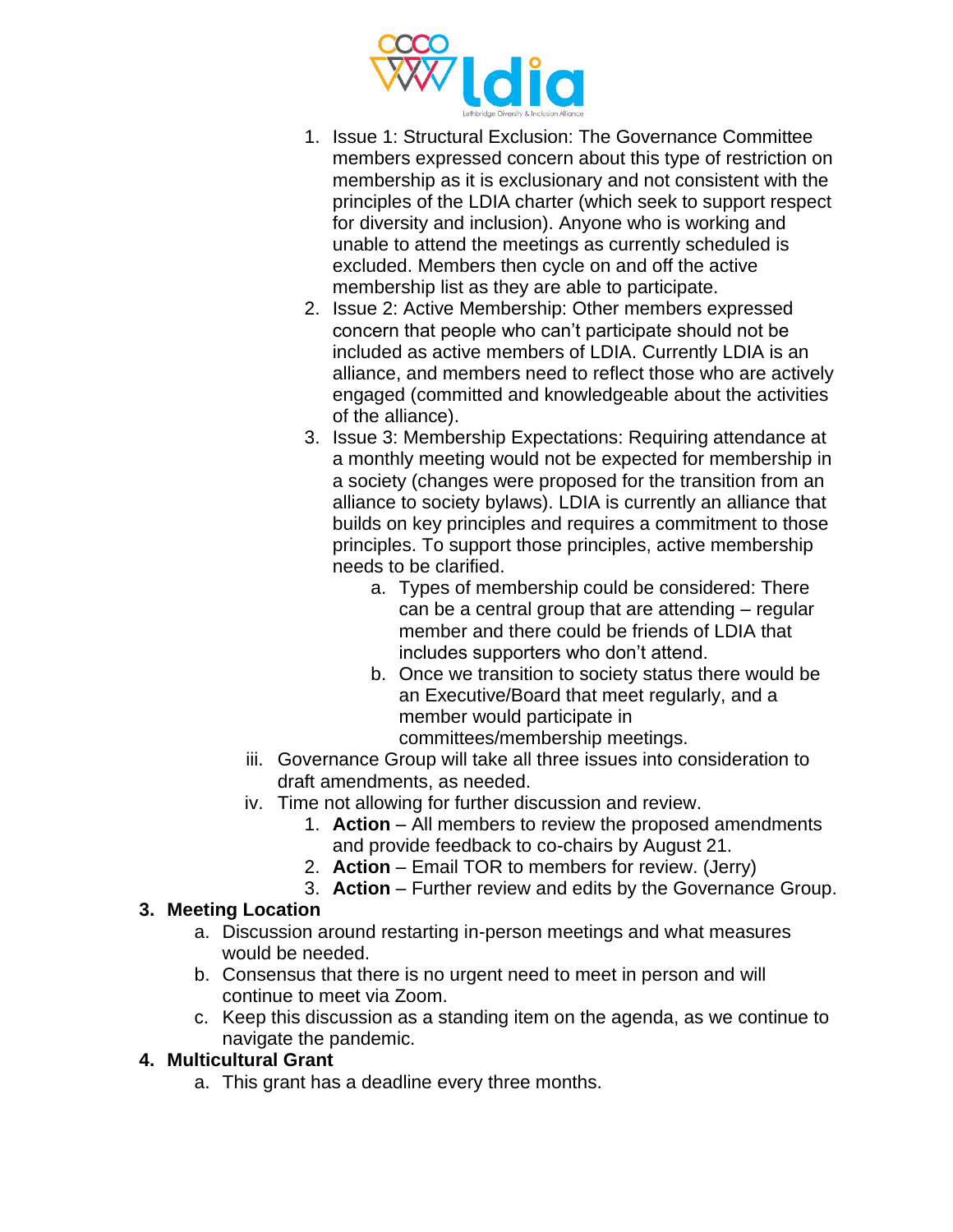1. Issue 1: Structural Exclusion: The Governance Committee members expressed concern about this type of restriction on membership as it is exclusionary and not consistent with the principles of the LDIA charter (which seek to support respect for diversity and inclusion). Anyone who is working and unable to attend the meetings as currently scheduled is excluded. Members then cycle on and off the active membership list as they are able to participate.
2. Issue 2: Active Membership: Other members expressed concern that people who can't participate should not be included as active members of LDIA. Currently LDIA is an alliance, and members need to reflect those who are actively engaged (committed and knowledgeable about the activities of the alliance).
3. Issue 3: Membership Expectations: Requiring attendance at a monthly meeting would not be expected for membership in a society (changes were proposed for the transition from an alliance to society bylaws). LDIA is currently an alliance that builds on key principles and requires a commitment to those principles. To support those principles, active membership needs to be clarified.
   a. Types of membership could be considered: There can be a central group that are attending – regular member and there could be friends of LDIA that includes supporters who don't attend.
   b. Once we transition to society status there would be an Executive/Board that meet regularly, and a member would participate in committees/membership meetings.

iii. Governance Group will take all three issues into consideration to draft amendments, as needed.

iv. Time not allowing for further discussion and review.
   1. **Action** – All members to review the proposed amendments and provide feedback to co-chairs by August 21.
   2. **Action** – Email TOR to members for review. (Jerry)
   3. **Action** – Further review and edits by the Governance Group.

**3. Meeting Location**

a. Discussion around restarting in-person meetings and what measures would be needed.
b. Consensus that there is no urgent need to meet in person and will continue to meet via Zoom.
c. Keep this discussion as a standing item on the agenda, as we continue to navigate the pandemic.

**4. Multicultural Grant**

a. This grant has a deadline every three months.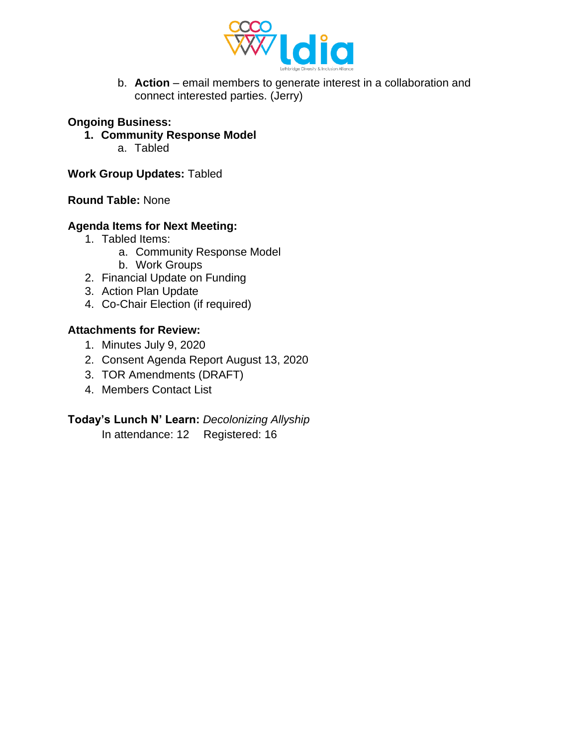b. **Action** – email members to generate interest in a collaboration and connect interested parties. (Jerry)

**Ongoing Business:**

1. **Community Response Model**
   a. Tabled

**Work Group Updates:** Tabled

**Round Table:** None

**Agenda Items for Next Meeting:**

1. Tabled Items:
   a. Community Response Model
   b. Work Groups
2. Financial Update on Funding
3. Action Plan Update
4. Co-Chair Election (if required)

**Attachments for Review:**

1. Minutes July 9, 2020
2. Consent Agenda Report August 13, 2020
3. TOR Amendments (DRAFT)
4. Members Contact List

**Today's Lunch N' Learn:** *Decolonizing Allyship*

In attendance: 12    Registered: 16